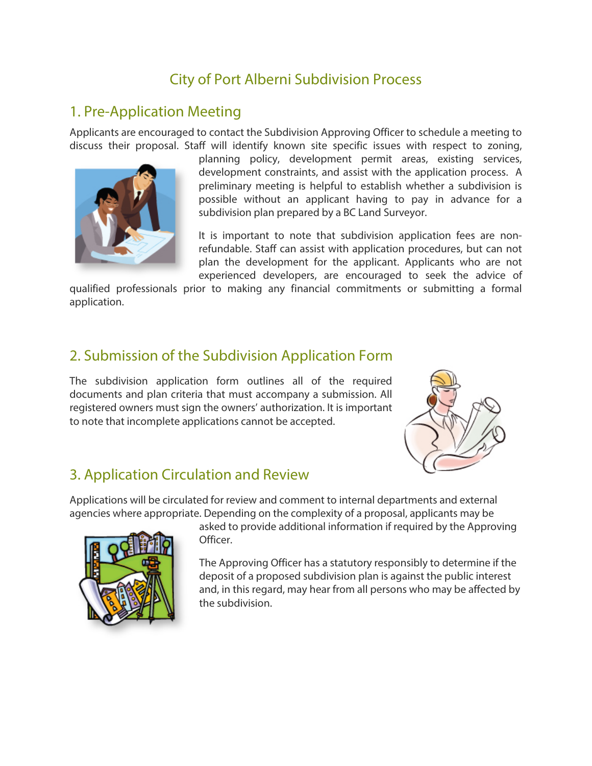# City of Port Alberni Subdivision Process

## 1. Pre-Application Meeting

Applicants are encouraged to contact the Subdivision Approving Officer to schedule a meeting to discuss their proposal. Staff will identify known site specific issues with respect to zoning, planning policy, development permit areas, existing services, development constraints, and assist with the application process. A preliminary meeting is helpful to establish whether a subdivision is possible without an applicant having to pay in advance for a subdivision plan prepared by a BC Land Surveyor.

It is important to note that subdivision application fees are non-refundable. Staff can assist with application procedures, but can not plan the development for the applicant. Applicants who are not experienced developers, are encouraged to seek the advice of qualified professionals prior to making any financial commitments or submitting a formal application.

## 2. Submission of the Subdivision Application Form

The subdivision application form outlines all of the required documents and plan criteria that must accompany a submission. All registered owners must sign the owners' authorization. It is important to note that incomplete applications cannot be accepted.

## 3. Application Circulation and Review

Applications will be circulated for review and comment to internal departments and external agencies where appropriate. Depending on the complexity of a proposal, applicants may be asked to provide additional information if required by the Approving Officer.

The Approving Officer has a statutory responsibly to determine if the deposit of a proposed subdivision plan is against the public interest and, in this regard, may hear from all persons who may be affected by the subdivision.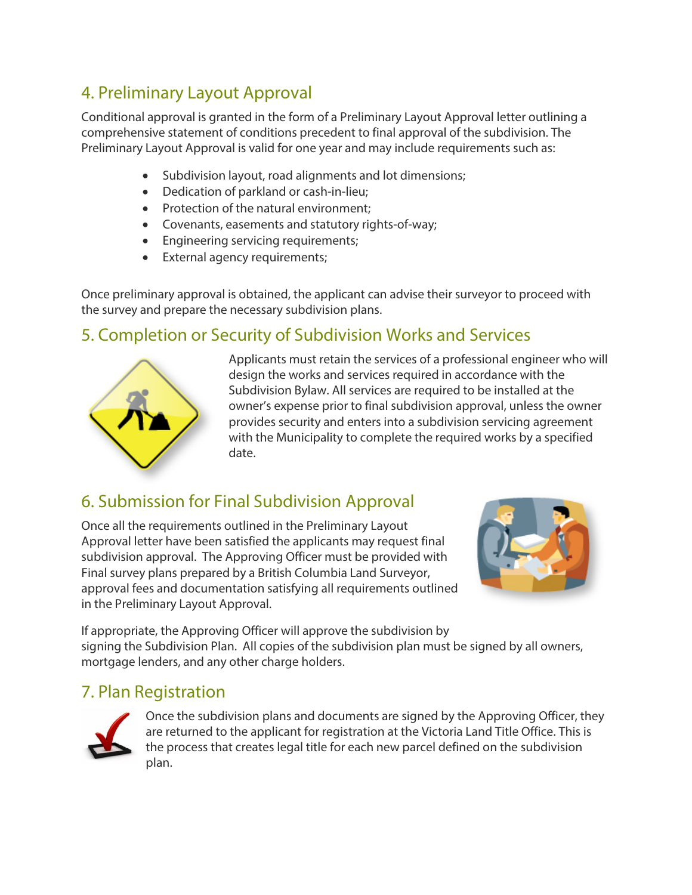## 4. Preliminary Layout Approval

Conditional approval is granted in the form of a Preliminary Layout Approval letter outlining a comprehensive statement of conditions precedent to final approval of the subdivision. The Preliminary Layout Approval is valid for one year and may include requirements such as:

- Subdivision layout, road alignments and lot dimensions;
- Dedication of parkland or cash-in-lieu;
- Protection of the natural environment;
- Covenants, easements and statutory rights-of-way;
- Engineering servicing requirements;
- External agency requirements;

Once preliminary approval is obtained, the applicant can advise their surveyor to proceed with the survey and prepare the necessary subdivision plans.

## 5. Completion or Security of Subdivision Works and Services

Applicants must retain the services of a professional engineer who will design the works and services required in accordance with the Subdivision Bylaw. All services are required to be installed at the owner's expense prior to final subdivision approval, unless the owner provides security and enters into a subdivision servicing agreement with the Municipality to complete the required works by a specified date.

## 6. Submission for Final Subdivision Approval

Once all the requirements outlined in the Preliminary Layout Approval letter have been satisfied the applicants may request final subdivision approval. The Approving Officer must be provided with Final survey plans prepared by a British Columbia Land Surveyor, approval fees and documentation satisfying all requirements outlined in the Preliminary Layout Approval.

If appropriate, the Approving Officer will approve the subdivision by signing the Subdivision Plan. All copies of the subdivision plan must be signed by all owners, mortgage lenders, and any other charge holders.

## 7. Plan Registration

Once the subdivision plans and documents are signed by the Approving Officer, they are returned to the applicant for registration at the Victoria Land Title Office. This is the process that creates legal title for each new parcel defined on the subdivision plan.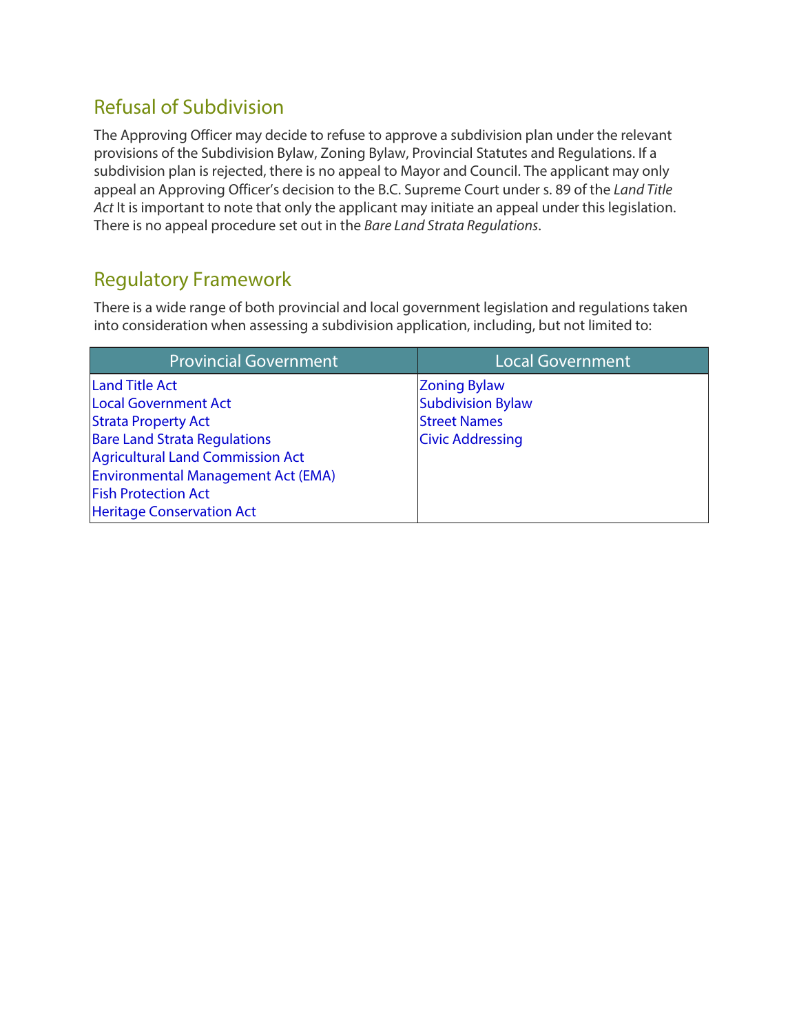## Refusal of Subdivision

The Approving Officer may decide to refuse to approve a subdivision plan under the relevant provisions of the Subdivision Bylaw, Zoning Bylaw, Provincial Statutes and Regulations. If a subdivision plan is rejected, there is no appeal to Mayor and Council. The applicant may only appeal an Approving Officer's decision to the B.C. Supreme Court under s. 89 of the *Land Title Act* It is important to note that only the applicant may initiate an appeal under this legislation. There is no appeal procedure set out in the *Bare Land Strata Regulations*.

## Regulatory Framework

There is a wide range of both provincial and local government legislation and regulations taken into consideration when assessing a subdivision application, including, but not limited to:

| Provincial Government | Local Government |
|---|---|
| Land Title Act<br>Local Government Act<br>Strata Property Act<br>Bare Land Strata Regulations<br>Agricultural Land Commission Act<br>Environmental Management Act (EMA)<br>Fish Protection Act<br>Heritage Conservation Act | Zoning Bylaw<br>Subdivision Bylaw<br>Street Names<br>Civic Addressing |